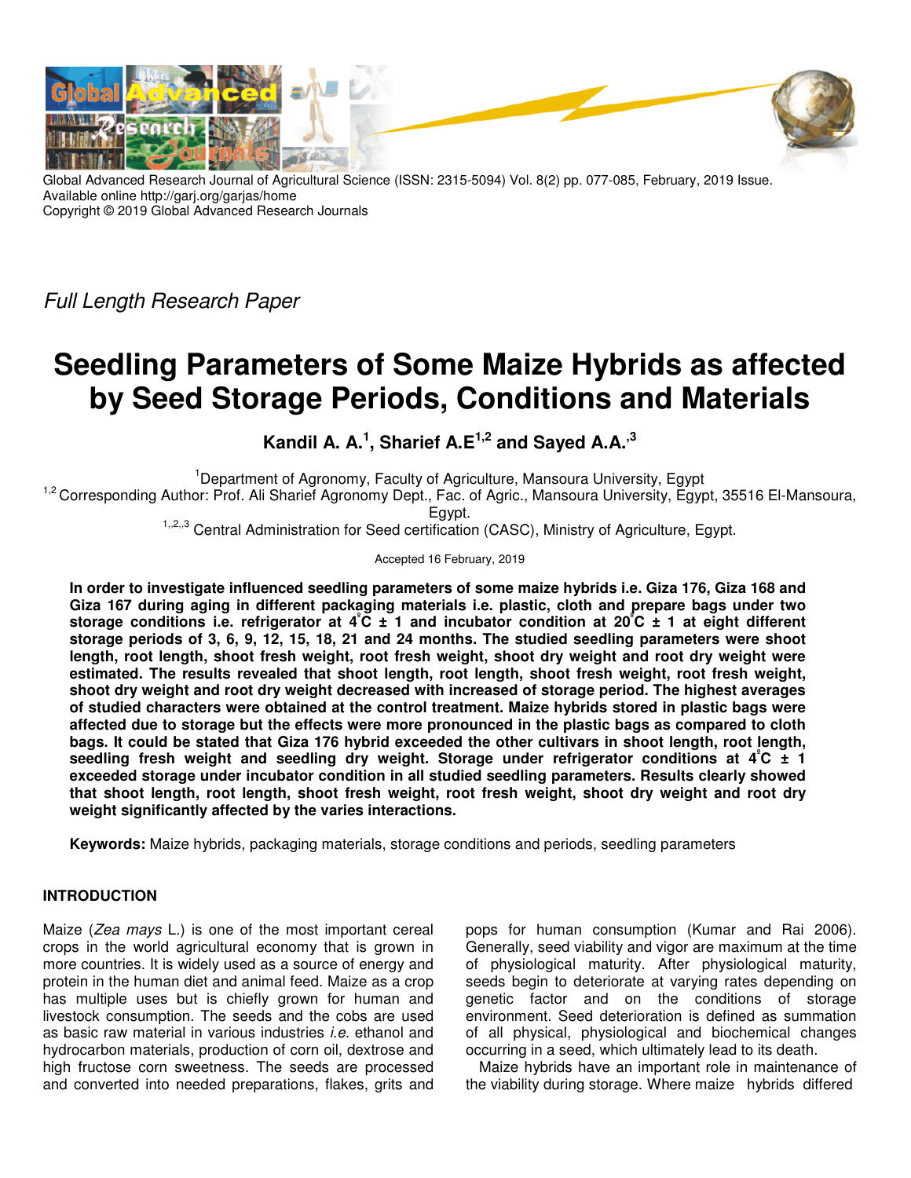Global Advanced Research Journal of Agricultural Science (ISSN: 2315-5094) Vol. 8(2) pp. 077-085, February, 2019 Issue.
Available online http://garj.org/garjas/home
Copyright © 2019 Global Advanced Research Journals

*Full Length Research Paper*

# Seedling Parameters of Some Maize Hybrids as affected by Seed Storage Periods, Conditions and Materials

**Kandil A. A.[1], Sharief A.E[1,2] and Sayed A.A.[,3]**

[1]Department of Agronomy, Faculty of Agriculture, Mansoura University, Egypt
[1,2] Corresponding Author: Prof. Ali Sharief Agronomy Dept., Fac. of Agric., Mansoura University, Egypt, 35516 El-Mansoura, Egypt.
[1,,2,,3] Central Administration for Seed certification (CASC), Ministry of Agriculture, Egypt.

Accepted 16 February, 2019

**In order to investigate influenced seedling parameters of some maize hybrids i.e. Giza 176, Giza 168 and Giza 167 during aging in different packaging materials i.e. plastic, cloth and prepare bags under two storage conditions i.e. refrigerator at 4°C ± 1 and incubator condition at 20°C ± 1 at eight different storage periods of 3, 6, 9, 12, 15, 18, 21 and 24 months. The studied seedling parameters were shoot length, root length, shoot fresh weight, root fresh weight, shoot dry weight and root dry weight were estimated. The results revealed that shoot length, root length, shoot fresh weight, root fresh weight, shoot dry weight and root dry weight decreased with increased of storage period. The highest averages of studied characters were obtained at the control treatment. Maize hybrids stored in plastic bags were affected due to storage but the effects were more pronounced in the plastic bags as compared to cloth bags. It could be stated that Giza 176 hybrid exceeded the other cultivars in shoot length, root length, seedling fresh weight and seedling dry weight. Storage under refrigerator conditions at 4°C ± 1 exceeded storage under incubator condition in all studied seedling parameters. Results clearly showed that shoot length, root length, shoot fresh weight, root fresh weight, shoot dry weight and root dry weight significantly affected by the varies interactions.**

**Keywords:** Maize hybrids, packaging materials, storage conditions and periods, seedling parameters

## INTRODUCTION

Maize (*Zea mays* L.) is one of the most important cereal crops in the world agricultural economy that is grown in more countries. It is widely used as a source of energy and protein in the human diet and animal feed. Maize as a crop has multiple uses but is chiefly grown for human and livestock consumption. The seeds and the cobs are used as basic raw material in various industries *i.e.* ethanol and hydrocarbon materials, production of corn oil, dextrose and high fructose corn sweetness. The seeds are processed and converted into needed preparations, flakes, grits and pops for human consumption (Kumar and Rai 2006). Generally, seed viability and vigor are maximum at the time of physiological maturity. After physiological maturity, seeds begin to deteriorate at varying rates depending on genetic factor and on the conditions of storage environment. Seed deterioration is defined as summation of all physical, physiological and biochemical changes occurring in a seed, which ultimately lead to its death.

Maize hybrids have an important role in maintenance of the viability during storage. Where maize hybrids differed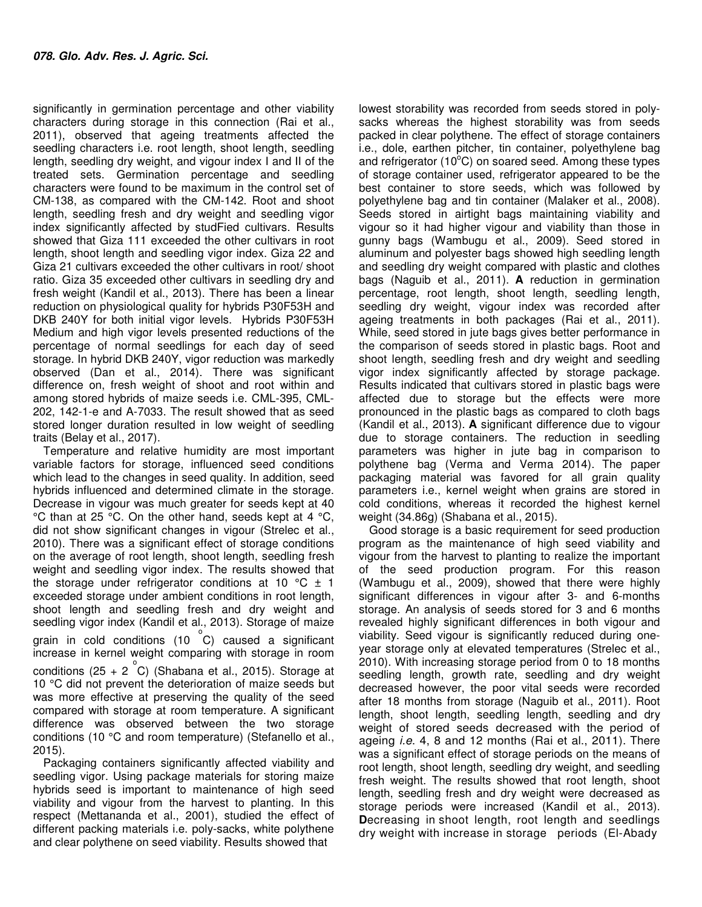significantly in germination percentage and other viability characters during storage in this connection (Rai et al., 2011), observed that ageing treatments affected the seedling characters i.e. root length, shoot length, seedling length, seedling dry weight, and vigour index I and II of the treated sets. Germination percentage and seedling characters were found to be maximum in the control set of CM-138, as compared with the CM-142. Root and shoot length, seedling fresh and dry weight and seedling vigor index significantly affected by studFied cultivars. Results showed that Giza 111 exceeded the other cultivars in root length, shoot length and seedling vigor index. Giza 22 and Giza 21 cultivars exceeded the other cultivars in root/ shoot ratio. Giza 35 exceeded other cultivars in seedling dry and fresh weight (Kandil et al., 2013). There has been a linear reduction on physiological quality for hybrids P30F53H and DKB 240Y for both initial vigor levels. Hybrids P30F53H Medium and high vigor levels presented reductions of the percentage of normal seedlings for each day of seed storage. In hybrid DKB 240Y, vigor reduction was markedly observed (Dan et al., 2014). There was significant difference on, fresh weight of shoot and root within and among stored hybrids of maize seeds i.e. CML-395, CML-202, 142-1-e and A-7033. The result showed that as seed stored longer duration resulted in low weight of seedling traits (Belay et al., 2017).

Temperature and relative humidity are most important variable factors for storage, influenced seed conditions which lead to the changes in seed quality. In addition, seed hybrids influenced and determined climate in the storage. Decrease in vigour was much greater for seeds kept at 40 °C than at 25 °C. On the other hand, seeds kept at 4 °C, did not show significant changes in vigour (Strelec et al., 2010). There was a significant effect of storage conditions on the average of root length, shoot length, seedling fresh weight and seedling vigor index. The results showed that the storage under refrigerator conditions at 10 °C ± 1 exceeded storage under ambient conditions in root length, shoot length and seedling fresh and dry weight and seedling vigor index (Kandil et al., 2013). Storage of maize grain in cold conditions (10 °C) caused a significant increase in kernel weight comparing with storage in room conditions (25 + 2 °C) (Shabana et al., 2015). Storage at 10 °C did not prevent the deterioration of maize seeds but was more effective at preserving the quality of the seed compared with storage at room temperature. A significant difference was observed between the two storage conditions (10 °C and room temperature) (Stefanello et al., 2015).

Packaging containers significantly affected viability and seedling vigor. Using package materials for storing maize hybrids seed is important to maintenance of high seed viability and vigour from the harvest to planting. In this respect (Mettananda et al., 2001), studied the effect of different packing materials i.e. poly-sacks, white polythene and clear polythene on seed viability. Results showed that lowest storability was recorded from seeds stored in poly-sacks whereas the highest storability was from seeds packed in clear polythene. The effect of storage containers i.e., dole, earthen pitcher, tin container, polyethylene bag and refrigerator (10°C) on soared seed. Among these types of storage container used, refrigerator appeared to be the best container to store seeds, which was followed by polyethylene bag and tin container (Malaker et al., 2008). Seeds stored in airtight bags maintaining viability and vigour so it had higher vigour and viability than those in gunny bags (Wambugu et al., 2009). Seed stored in aluminum and polyester bags showed high seedling length and seedling dry weight compared with plastic and clothes bags (Naguib et al., 2011). **A** reduction in germination percentage, root length, shoot length, seedling length, seedling dry weight, vigour index was recorded after ageing treatments in both packages (Rai et al., 2011). While, seed stored in jute bags gives better performance in the comparison of seeds stored in plastic bags. Root and shoot length, seedling fresh and dry weight and seedling vigor index significantly affected by storage package. Results indicated that cultivars stored in plastic bags were affected due to storage but the effects were more pronounced in the plastic bags as compared to cloth bags (Kandil et al., 2013). **A** significant difference due to vigour due to storage containers. The reduction in seedling parameters was higher in jute bag in comparison to polythene bag (Verma and Verma 2014). The paper packaging material was favored for all grain quality parameters i.e., kernel weight when grains are stored in cold conditions, whereas it recorded the highest kernel weight (34.86g) (Shabana et al., 2015).

Good storage is a basic requirement for seed production program as the maintenance of high seed viability and vigour from the harvest to planting to realize the important of the seed production program. For this reason (Wambugu et al., 2009), showed that there were highly significant differences in vigour after 3- and 6-months storage. An analysis of seeds stored for 3 and 6 months revealed highly significant differences in both vigour and viability. Seed vigour is significantly reduced during one-year storage only at elevated temperatures (Strelec et al., 2010). With increasing storage period from 0 to 18 months seedling length, growth rate, seedling and dry weight decreased however, the poor vital seeds were recorded after 18 months from storage (Naguib et al., 2011). Root length, shoot length, seedling length, seedling and dry weight of stored seeds decreased with the period of ageing *i.e.* 4, 8 and 12 months (Rai et al., 2011). There was a significant effect of storage periods on the means of root length, shoot length, seedling dry weight, and seedling fresh weight. The results showed that root length, shoot length, seedling fresh and dry weight were decreased as storage periods were increased (Kandil et al., 2013). **D**ecreasing in shoot length, root length and seedlings dry weight with increase in storage periods (El-Abady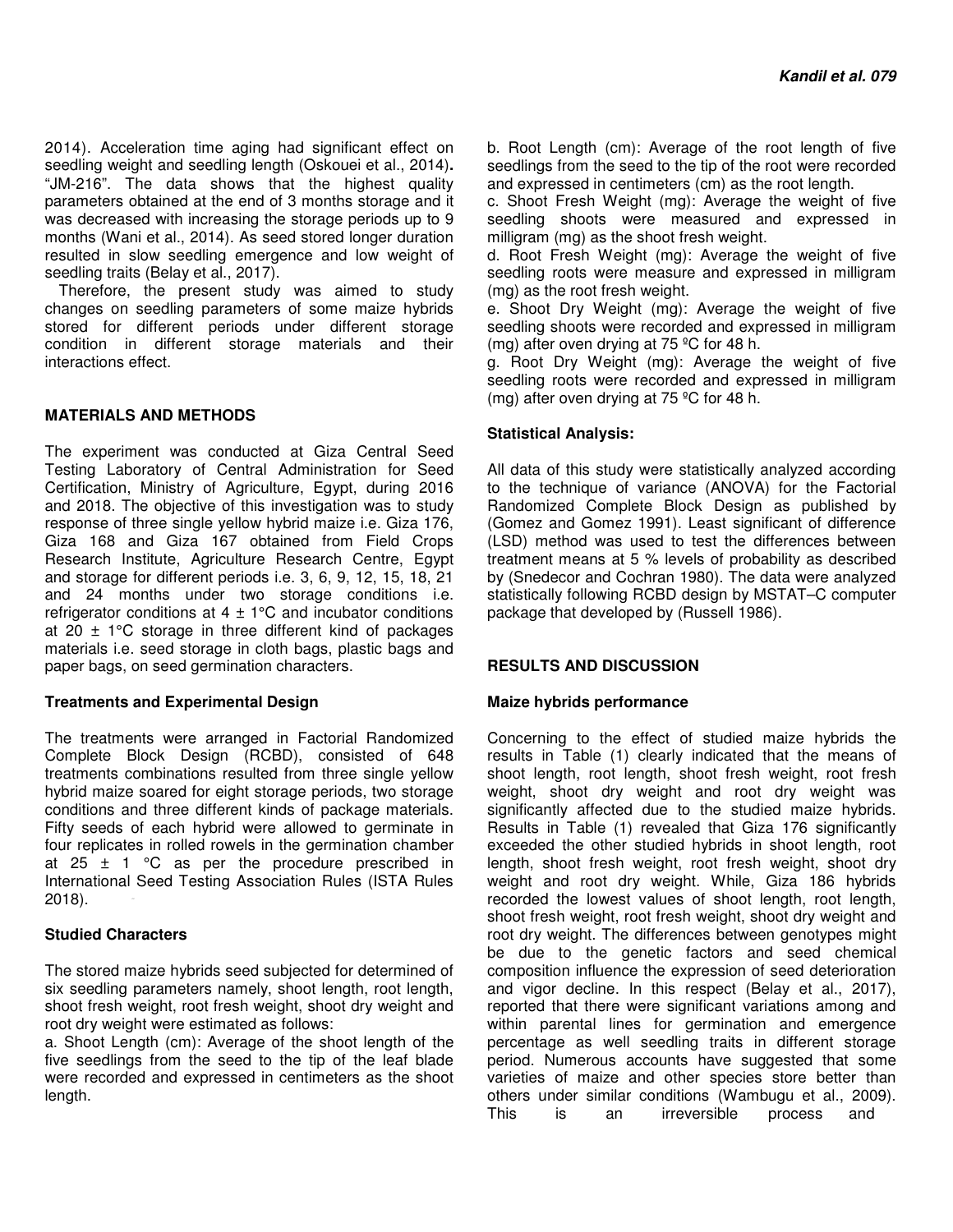2014). Acceleration time aging had significant effect on seedling weight and seedling length (Oskouei et al., 2014). "JM-216". The data shows that the highest quality parameters obtained at the end of 3 months storage and it was decreased with increasing the storage periods up to 9 months (Wani et al., 2014). As seed stored longer duration resulted in slow seedling emergence and low weight of seedling traits (Belay et al., 2017).

Therefore, the present study was aimed to study changes on seedling parameters of some maize hybrids stored for different periods under different storage condition in different storage materials and their interactions effect.

## MATERIALS AND METHODS

The experiment was conducted at Giza Central Seed Testing Laboratory of Central Administration for Seed Certification, Ministry of Agriculture, Egypt, during 2016 and 2018. The objective of this investigation was to study response of three single yellow hybrid maize i.e. Giza 176, Giza 168 and Giza 167 obtained from Field Crops Research Institute, Agriculture Research Centre, Egypt and storage for different periods i.e. 3, 6, 9, 12, 15, 18, 21 and 24 months under two storage conditions i.e. refrigerator conditions at 4 ± 1°C and incubator conditions at 20 ± 1°C storage in three different kind of packages materials i.e. seed storage in cloth bags, plastic bags and paper bags, on seed germination characters.

### Treatments and Experimental Design

The treatments were arranged in Factorial Randomized Complete Block Design (RCBD), consisted of 648 treatments combinations resulted from three single yellow hybrid maize soared for eight storage periods, two storage conditions and three different kinds of package materials. Fifty seeds of each hybrid were allowed to germinate in four replicates in rolled rowels in the germination chamber at 25 ± 1 °C as per the procedure prescribed in International Seed Testing Association Rules (ISTA Rules 2018).

### Studied Characters

The stored maize hybrids seed subjected for determined of six seedling parameters namely, shoot length, root length, shoot fresh weight, root fresh weight, shoot dry weight and root dry weight were estimated as follows:

a. Shoot Length (cm): Average of the shoot length of the five seedlings from the seed to the tip of the leaf blade were recorded and expressed in centimeters as the shoot length.

b. Root Length (cm): Average of the root length of five seedlings from the seed to the tip of the root were recorded and expressed in centimeters (cm) as the root length.

c. Shoot Fresh Weight (mg): Average the weight of five seedling shoots were measured and expressed in milligram (mg) as the shoot fresh weight.

d. Root Fresh Weight (mg): Average the weight of five seedling roots were measure and expressed in milligram (mg) as the root fresh weight.

e. Shoot Dry Weight (mg): Average the weight of five seedling shoots were recorded and expressed in milligram (mg) after oven drying at 75 ºC for 48 h.

g. Root Dry Weight (mg): Average the weight of five seedling roots were recorded and expressed in milligram (mg) after oven drying at 75 ºC for 48 h.

### Statistical Analysis:

All data of this study were statistically analyzed according to the technique of variance (ANOVA) for the Factorial Randomized Complete Block Design as published by (Gomez and Gomez 1991). Least significant of difference (LSD) method was used to test the differences between treatment means at 5 % levels of probability as described by (Snedecor and Cochran 1980). The data were analyzed statistically following RCBD design by MSTAT–C computer package that developed by (Russell 1986).

## RESULTS AND DISCUSSION

### Maize hybrids performance

Concerning to the effect of studied maize hybrids the results in Table (1) clearly indicated that the means of shoot length, root length, shoot fresh weight, root fresh weight, shoot dry weight and root dry weight was significantly affected due to the studied maize hybrids. Results in Table (1) revealed that Giza 176 significantly exceeded the other studied hybrids in shoot length, root length, shoot fresh weight, root fresh weight, shoot dry weight and root dry weight. While, Giza 186 hybrids recorded the lowest values of shoot length, root length, shoot fresh weight, root fresh weight, shoot dry weight and root dry weight. The differences between genotypes might be due to the genetic factors and seed chemical composition influence the expression of seed deterioration and vigor decline. In this respect (Belay et al., 2017), reported that there were significant variations among and within parental lines for germination and emergence percentage as well seedling traits in different storage period. Numerous accounts have suggested that some varieties of maize and other species store better than others under similar conditions (Wambugu et al., 2009). This is an irreversible process and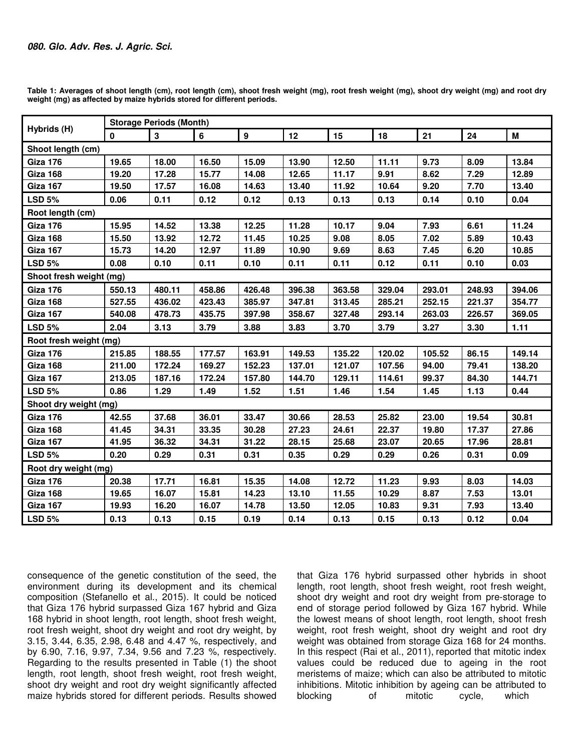**Table 1: Averages of shoot length (cm), root length (cm), shoot fresh weight (mg), root fresh weight (mg), shoot dry weight (mg) and root dry weight (mg) as affected by maize hybrids stored for different periods.**

| Hybrids (H) | Storage Periods (Month) | | | | | | | | | |
|---|---|---|---|---|---|---|---|---|---|---|
| | 0 | 3 | 6 | 9 | 12 | 15 | 18 | 21 | 24 | M |
| **Shoot length (cm)** | | | | | | | | | | |
| Giza 176 | 19.65 | 18.00 | 16.50 | 15.09 | 13.90 | 12.50 | 11.11 | 9.73 | 8.09 | 13.84 |
| Giza 168 | 19.20 | 17.28 | 15.77 | 14.08 | 12.65 | 11.17 | 9.91 | 8.62 | 7.29 | 12.89 |
| Giza 167 | 19.50 | 17.57 | 16.08 | 14.63 | 13.40 | 11.92 | 10.64 | 9.20 | 7.70 | 13.40 |
| LSD 5% | 0.06 | 0.11 | 0.12 | 0.12 | 0.13 | 0.13 | 0.13 | 0.14 | 0.10 | 0.04 |
| **Root length (cm)** | | | | | | | | | | |
| Giza 176 | 15.95 | 14.52 | 13.38 | 12.25 | 11.28 | 10.17 | 9.04 | 7.93 | 6.61 | 11.24 |
| Giza 168 | 15.50 | 13.92 | 12.72 | 11.45 | 10.25 | 9.08 | 8.05 | 7.02 | 5.89 | 10.43 |
| Giza 167 | 15.73 | 14.20 | 12.97 | 11.89 | 10.90 | 9.69 | 8.63 | 7.45 | 6.20 | 10.85 |
| LSD 5% | 0.08 | 0.10 | 0.11 | 0.10 | 0.11 | 0.11 | 0.12 | 0.11 | 0.10 | 0.03 |
| **Shoot fresh weight (mg)** | | | | | | | | | | |
| Giza 176 | 550.13 | 480.11 | 458.86 | 426.48 | 396.38 | 363.58 | 329.04 | 293.01 | 248.93 | 394.06 |
| Giza 168 | 527.55 | 436.02 | 423.43 | 385.97 | 347.81 | 313.45 | 285.21 | 252.15 | 221.37 | 354.77 |
| Giza 167 | 540.08 | 478.73 | 435.75 | 397.98 | 358.67 | 327.48 | 293.14 | 263.03 | 226.57 | 369.05 |
| LSD 5% | 2.04 | 3.13 | 3.79 | 3.88 | 3.83 | 3.70 | 3.79 | 3.27 | 3.30 | 1.11 |
| **Root fresh weight (mg)** | | | | | | | | | | |
| Giza 176 | 215.85 | 188.55 | 177.57 | 163.91 | 149.53 | 135.22 | 120.02 | 105.52 | 86.15 | 149.14 |
| Giza 168 | 211.00 | 172.24 | 169.27 | 152.23 | 137.01 | 121.07 | 107.56 | 94.00 | 79.41 | 138.20 |
| Giza 167 | 213.05 | 187.16 | 172.24 | 157.80 | 144.70 | 129.11 | 114.61 | 99.37 | 84.30 | 144.71 |
| LSD 5% | 0.86 | 1.29 | 1.49 | 1.52 | 1.51 | 1.46 | 1.54 | 1.45 | 1.13 | 0.44 |
| **Shoot dry weight (mg)** | | | | | | | | | | |
| Giza 176 | 42.55 | 37.68 | 36.01 | 33.47 | 30.66 | 28.53 | 25.82 | 23.00 | 19.54 | 30.81 |
| Giza 168 | 41.45 | 34.31 | 33.35 | 30.28 | 27.23 | 24.61 | 22.37 | 19.80 | 17.37 | 27.86 |
| Giza 167 | 41.95 | 36.32 | 34.31 | 31.22 | 28.15 | 25.68 | 23.07 | 20.65 | 17.96 | 28.81 |
| LSD 5% | 0.20 | 0.29 | 0.31 | 0.31 | 0.35 | 0.29 | 0.29 | 0.26 | 0.31 | 0.09 |
| **Root dry weight (mg)** | | | | | | | | | | |
| Giza 176 | 20.38 | 17.71 | 16.81 | 15.35 | 14.08 | 12.72 | 11.23 | 9.93 | 8.03 | 14.03 |
| Giza 168 | 19.65 | 16.07 | 15.81 | 14.23 | 13.10 | 11.55 | 10.29 | 8.87 | 7.53 | 13.01 |
| Giza 167 | 19.93 | 16.20 | 16.07 | 14.78 | 13.50 | 12.05 | 10.83 | 9.31 | 7.93 | 13.40 |
| LSD 5% | 0.13 | 0.13 | 0.15 | 0.19 | 0.14 | 0.13 | 0.15 | 0.13 | 0.12 | 0.04 |

consequence of the genetic constitution of the seed, the environment during its development and its chemical composition (Stefanello et al., 2015). It could be noticed that Giza 176 hybrid surpassed Giza 167 hybrid and Giza 168 hybrid in shoot length, root length, shoot fresh weight, root fresh weight, shoot dry weight and root dry weight, by 3.15, 3.44, 6.35, 2.98, 6.48 and 4.47 %, respectively, and by 6.90, 7.16, 9.97, 7.34, 9.56 and 7.23 %, respectively. Regarding to the results presented in Table (1) the shoot length, root length, shoot fresh weight, root fresh weight, shoot dry weight and root dry weight significantly affected maize hybrids stored for different periods. Results showed that Giza 176 hybrid surpassed other hybrids in shoot length, root length, shoot fresh weight, root fresh weight, shoot dry weight and root dry weight from pre-storage to end of storage period followed by Giza 167 hybrid. While the lowest means of shoot length, root length, shoot fresh weight, root fresh weight, shoot dry weight and root dry weight was obtained from storage Giza 168 for 24 months. In this respect (Rai et al., 2011), reported that mitotic index values could be reduced due to ageing in the root meristems of maize; which can also be attributed to mitotic inhibitions. Mitotic inhibition by ageing can be attributed to blocking of mitotic cycle, which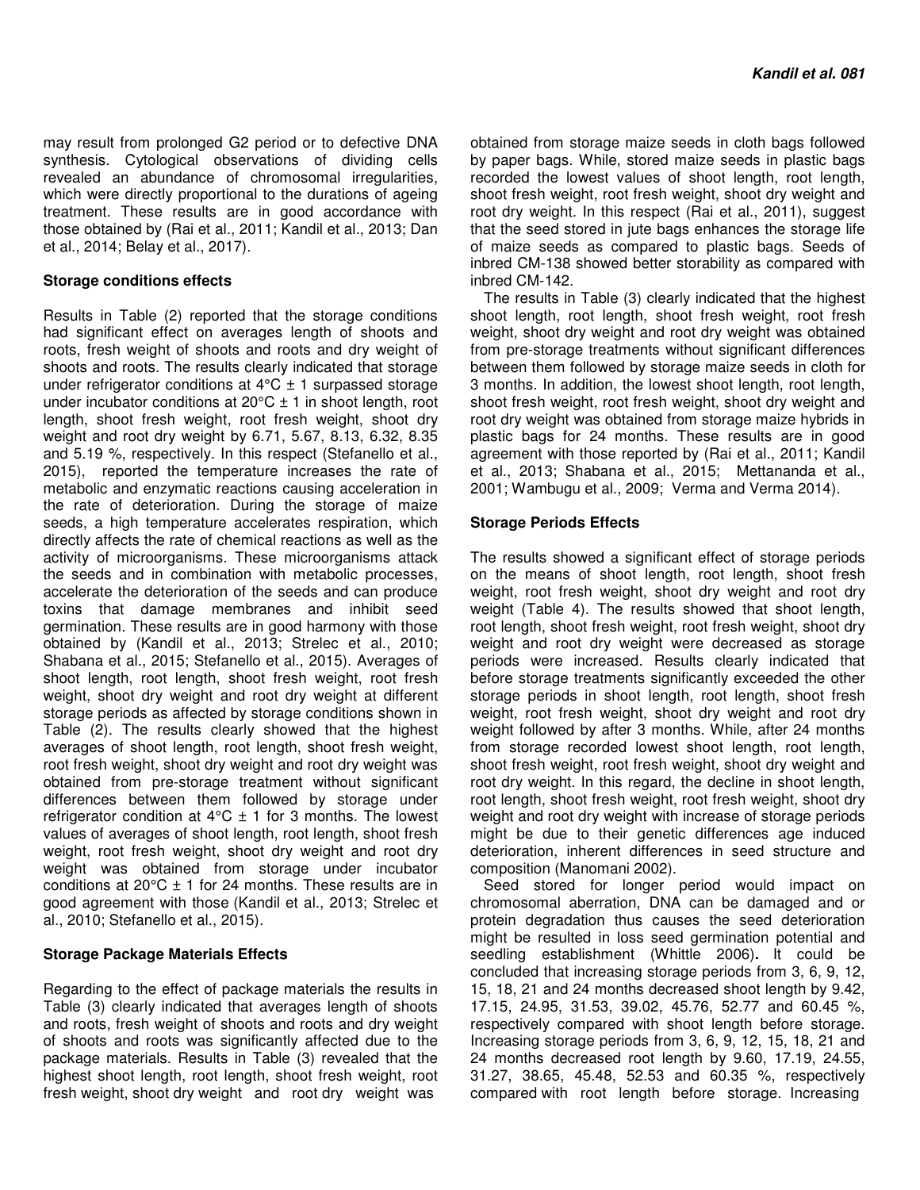may result from prolonged G2 period or to defective DNA synthesis. Cytological observations of dividing cells revealed an abundance of chromosomal irregularities, which were directly proportional to the durations of ageing treatment. These results are in good accordance with those obtained by (Rai et al., 2011; Kandil et al., 2013; Dan et al., 2014; Belay et al., 2017).

**Storage conditions effects**

Results in Table (2) reported that the storage conditions had significant effect on averages length of shoots and roots, fresh weight of shoots and roots and dry weight of shoots and roots. The results clearly indicated that storage under refrigerator conditions at 4°C ± 1 surpassed storage under incubator conditions at 20°C ± 1 in shoot length, root length, shoot fresh weight, root fresh weight, shoot dry weight and root dry weight by 6.71, 5.67, 8.13, 6.32, 8.35 and 5.19 %, respectively. In this respect (Stefanello et al., 2015), reported the temperature increases the rate of metabolic and enzymatic reactions causing acceleration in the rate of deterioration. During the storage of maize seeds, a high temperature accelerates respiration, which directly affects the rate of chemical reactions as well as the activity of microorganisms. These microorganisms attack the seeds and in combination with metabolic processes, accelerate the deterioration of the seeds and can produce toxins that damage membranes and inhibit seed germination. These results are in good harmony with those obtained by (Kandil et al., 2013; Strelec et al., 2010; Shabana et al., 2015; Stefanello et al., 2015). Averages of shoot length, root length, shoot fresh weight, root fresh weight, shoot dry weight and root dry weight at different storage periods as affected by storage conditions shown in Table (2). The results clearly showed that the highest averages of shoot length, root length, shoot fresh weight, root fresh weight, shoot dry weight and root dry weight was obtained from pre-storage treatment without significant differences between them followed by storage under refrigerator condition at 4°C ± 1 for 3 months. The lowest values of averages of shoot length, root length, shoot fresh weight, root fresh weight, shoot dry weight and root dry weight was obtained from storage under incubator conditions at 20°C ± 1 for 24 months. These results are in good agreement with those (Kandil et al., 2013; Strelec et al., 2010; Stefanello et al., 2015).

**Storage Package Materials Effects**

Regarding to the effect of package materials the results in Table (3) clearly indicated that averages length of shoots and roots, fresh weight of shoots and roots and dry weight of shoots and roots was significantly affected due to the package materials. Results in Table (3) revealed that the highest shoot length, root length, shoot fresh weight, root fresh weight, shoot dry weight and root dry weight was obtained from storage maize seeds in cloth bags followed by paper bags. While, stored maize seeds in plastic bags recorded the lowest values of shoot length, root length, shoot fresh weight, root fresh weight, shoot dry weight and root dry weight. In this respect (Rai et al., 2011), suggest that the seed stored in jute bags enhances the storage life of maize seeds as compared to plastic bags. Seeds of inbred CM-138 showed better storability as compared with inbred CM-142.

The results in Table (3) clearly indicated that the highest shoot length, root length, shoot fresh weight, root fresh weight, shoot dry weight and root dry weight was obtained from pre-storage treatments without significant differences between them followed by storage maize seeds in cloth for 3 months. In addition, the lowest shoot length, root length, shoot fresh weight, root fresh weight, shoot dry weight and root dry weight was obtained from storage maize hybrids in plastic bags for 24 months. These results are in good agreement with those reported by (Rai et al., 2011; Kandil et al., 2013; Shabana et al., 2015; Mettananda et al., 2001; Wambugu et al., 2009; Verma and Verma 2014).

**Storage Periods Effects**

The results showed a significant effect of storage periods on the means of shoot length, root length, shoot fresh weight, root fresh weight, shoot dry weight and root dry weight (Table 4). The results showed that shoot length, root length, shoot fresh weight, root fresh weight, shoot dry weight and root dry weight were decreased as storage periods were increased. Results clearly indicated that before storage treatments significantly exceeded the other storage periods in shoot length, root length, shoot fresh weight, root fresh weight, shoot dry weight and root dry weight followed by after 3 months. While, after 24 months from storage recorded lowest shoot length, root length, shoot fresh weight, root fresh weight, shoot dry weight and root dry weight. In this regard, the decline in shoot length, root length, shoot fresh weight, root fresh weight, shoot dry weight and root dry weight with increase of storage periods might be due to their genetic differences age induced deterioration, inherent differences in seed structure and composition (Manomani 2002).

Seed stored for longer period would impact on chromosomal aberration, DNA can be damaged and or protein degradation thus causes the seed deterioration might be resulted in loss seed germination potential and seedling establishment (Whittle 2006)**.** It could be concluded that increasing storage periods from 3, 6, 9, 12, 15, 18, 21 and 24 months decreased shoot length by 9.42, 17.15, 24.95, 31.53, 39.02, 45.76, 52.77 and 60.45 %, respectively compared with shoot length before storage. Increasing storage periods from 3, 6, 9, 12, 15, 18, 21 and 24 months decreased root length by 9.60, 17.19, 24.55, 31.27, 38.65, 45.48, 52.53 and 60.35 %, respectively compared with root length before storage. Increasing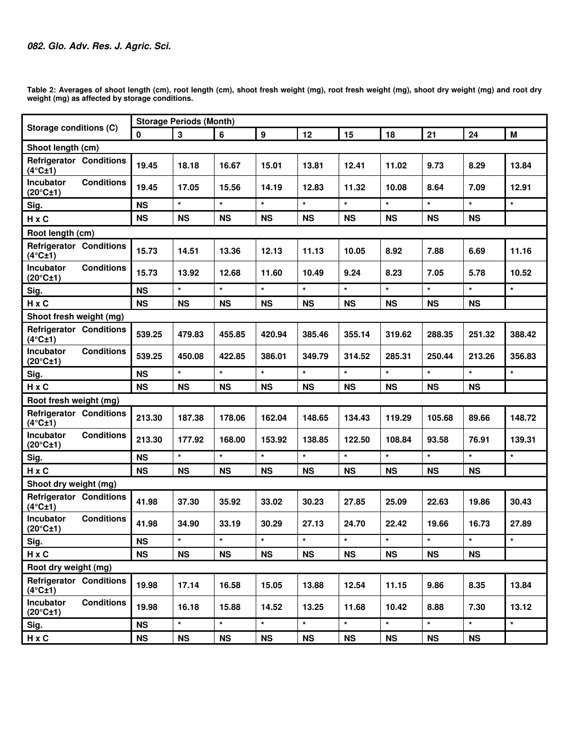**Table 2: Averages of shoot length (cm), root length (cm), shoot fresh weight (mg), root fresh weight (mg), shoot dry weight (mg) and root dry weight (mg) as affected by storage conditions.**

| Storage conditions (C) | Storage Periods (Month) | | | | | | | | | |
|---|---|---|---|---|---|---|---|---|---|---|
| | 0 | 3 | 6 | 9 | 12 | 15 | 18 | 21 | 24 | M |
| **Shoot length (cm)** | | | | | | | | | | |
| **Refrigerator Conditions (4°C±1)** | 19.45 | 18.18 | 16.67 | 15.01 | 13.81 | 12.41 | 11.02 | 9.73 | 8.29 | 13.84 |
| **Incubator Conditions (20°C±1)** | 19.45 | 17.05 | 15.56 | 14.19 | 12.83 | 11.32 | 10.08 | 8.64 | 7.09 | 12.91 |
| **Sig.** | NS | * | * | * | * | * | * | * | * | * |
| **H x C** | NS | NS | NS | NS | NS | NS | NS | NS | NS | |
| **Root length (cm)** | | | | | | | | | | |
| **Refrigerator Conditions (4°C±1)** | 15.73 | 14.51 | 13.36 | 12.13 | 11.13 | 10.05 | 8.92 | 7.88 | 6.69 | 11.16 |
| **Incubator Conditions (20°C±1)** | 15.73 | 13.92 | 12.68 | 11.60 | 10.49 | 9.24 | 8.23 | 7.05 | 5.78 | 10.52 |
| **Sig.** | NS | * | * | * | * | * | * | * | * | * |
| **H x C** | NS | NS | NS | NS | NS | NS | NS | NS | NS | |
| **Shoot fresh weight (mg)** | | | | | | | | | | |
| **Refrigerator Conditions (4°C±1)** | 539.25 | 479.83 | 455.85 | 420.94 | 385.46 | 355.14 | 319.62 | 288.35 | 251.32 | 388.42 |
| **Incubator Conditions (20°C±1)** | 539.25 | 450.08 | 422.85 | 386.01 | 349.79 | 314.52 | 285.31 | 250.44 | 213.26 | 356.83 |
| **Sig.** | NS | * | * | * | * | * | * | * | * | * |
| **H x C** | NS | NS | NS | NS | NS | NS | NS | NS | NS | |
| **Root fresh weight (mg)** | | | | | | | | | | |
| **Refrigerator Conditions (4°C±1)** | 213.30 | 187.38 | 178.06 | 162.04 | 148.65 | 134.43 | 119.29 | 105.68 | 89.66 | 148.72 |
| **Incubator Conditions (20°C±1)** | 213.30 | 177.92 | 168.00 | 153.92 | 138.85 | 122.50 | 108.84 | 93.58 | 76.91 | 139.31 |
| **Sig.** | NS | * | * | * | * | * | * | * | * | * |
| **H x C** | NS | NS | NS | NS | NS | NS | NS | NS | NS | |
| **Shoot dry weight (mg)** | | | | | | | | | | |
| **Refrigerator Conditions (4°C±1)** | 41.98 | 37.30 | 35.92 | 33.02 | 30.23 | 27.85 | 25.09 | 22.63 | 19.86 | 30.43 |
| **Incubator Conditions (20°C±1)** | 41.98 | 34.90 | 33.19 | 30.29 | 27.13 | 24.70 | 22.42 | 19.66 | 16.73 | 27.89 |
| **Sig.** | NS | * | * | * | * | * | * | * | * | * |
| **H x C** | NS | NS | NS | NS | NS | NS | NS | NS | NS | |
| **Root dry weight (mg)** | | | | | | | | | | |
| **Refrigerator Conditions (4°C±1)** | 19.98 | 17.14 | 16.58 | 15.05 | 13.88 | 12.54 | 11.15 | 9.86 | 8.35 | 13.84 |
| **Incubator Conditions (20°C±1)** | 19.98 | 16.18 | 15.88 | 14.52 | 13.25 | 11.68 | 10.42 | 8.88 | 7.30 | 13.12 |
| **Sig.** | NS | * | * | * | * | * | * | * | * | * |
| **H x C** | NS | NS | NS | NS | NS | NS | NS | NS | NS | |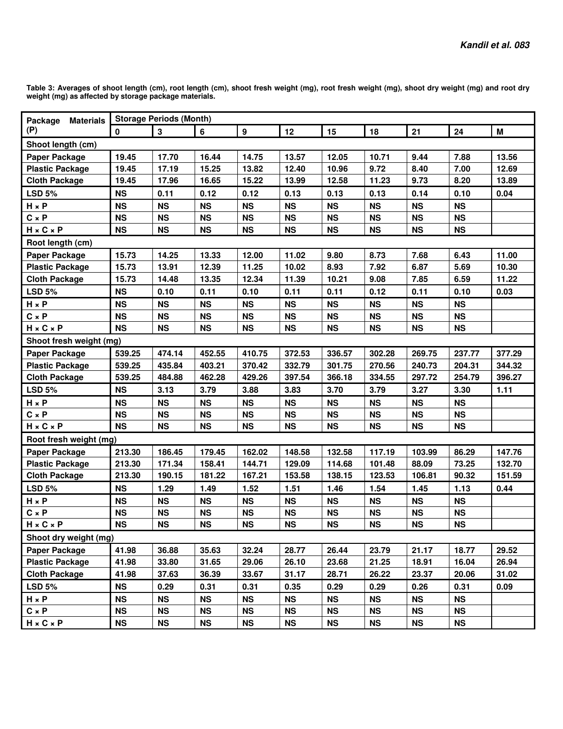**Table 3: Averages of shoot length (cm), root length (cm), shoot fresh weight (mg), root fresh weight (mg), shoot dry weight (mg) and root dry weight (mg) as affected by storage package materials.**

| Package Materials (P) | Storage Periods (Month) | | | | | | | | | |
|---|---|---|---|---|---|---|---|---|---|---|
| | 0 | 3 | 6 | 9 | 12 | 15 | 18 | 21 | 24 | M |
| **Shoot length (cm)** | | | | | | | | | | |
| Paper Package | 19.45 | 17.70 | 16.44 | 14.75 | 13.57 | 12.05 | 10.71 | 9.44 | 7.88 | 13.56 |
| Plastic Package | 19.45 | 17.19 | 15.25 | 13.82 | 12.40 | 10.96 | 9.72 | 8.40 | 7.00 | 12.69 |
| Cloth Package | 19.45 | 17.96 | 16.65 | 15.22 | 13.99 | 12.58 | 11.23 | 9.73 | 8.20 | 13.89 |
| LSD 5% | NS | 0.11 | 0.12 | 0.12 | 0.13 | 0.13 | 0.13 | 0.14 | 0.10 | 0.04 |
| H × P | NS | NS | NS | NS | NS | NS | NS | NS | NS | |
| C × P | NS | NS | NS | NS | NS | NS | NS | NS | NS | |
| H × C × P | NS | NS | NS | NS | NS | NS | NS | NS | NS | |
| **Root length (cm)** | | | | | | | | | | |
| Paper Package | 15.73 | 14.25 | 13.33 | 12.00 | 11.02 | 9.80 | 8.73 | 7.68 | 6.43 | 11.00 |
| Plastic Package | 15.73 | 13.91 | 12.39 | 11.25 | 10.02 | 8.93 | 7.92 | 6.87 | 5.69 | 10.30 |
| Cloth Package | 15.73 | 14.48 | 13.35 | 12.34 | 11.39 | 10.21 | 9.08 | 7.85 | 6.59 | 11.22 |
| LSD 5% | NS | 0.10 | 0.11 | 0.10 | 0.11 | 0.11 | 0.12 | 0.11 | 0.10 | 0.03 |
| H × P | NS | NS | NS | NS | NS | NS | NS | NS | NS | |
| C × P | NS | NS | NS | NS | NS | NS | NS | NS | NS | |
| H × C × P | NS | NS | NS | NS | NS | NS | NS | NS | NS | |
| **Shoot fresh weight (mg)** | | | | | | | | | | |
| Paper Package | 539.25 | 474.14 | 452.55 | 410.75 | 372.53 | 336.57 | 302.28 | 269.75 | 237.77 | 377.29 |
| Plastic Package | 539.25 | 435.84 | 403.21 | 370.42 | 332.79 | 301.75 | 270.56 | 240.73 | 204.31 | 344.32 |
| Cloth Package | 539.25 | 484.88 | 462.28 | 429.26 | 397.54 | 366.18 | 334.55 | 297.72 | 254.79 | 396.27 |
| LSD 5% | NS | 3.13 | 3.79 | 3.88 | 3.83 | 3.70 | 3.79 | 3.27 | 3.30 | 1.11 |
| H × P | NS | NS | NS | NS | NS | NS | NS | NS | NS | |
| C × P | NS | NS | NS | NS | NS | NS | NS | NS | NS | |
| H × C × P | NS | NS | NS | NS | NS | NS | NS | NS | NS | |
| **Root fresh weight (mg)** | | | | | | | | | | |
| Paper Package | 213.30 | 186.45 | 179.45 | 162.02 | 148.58 | 132.58 | 117.19 | 103.99 | 86.29 | 147.76 |
| Plastic Package | 213.30 | 171.34 | 158.41 | 144.71 | 129.09 | 114.68 | 101.48 | 88.09 | 73.25 | 132.70 |
| Cloth Package | 213.30 | 190.15 | 181.22 | 167.21 | 153.58 | 138.15 | 123.53 | 106.81 | 90.32 | 151.59 |
| LSD 5% | NS | 1.29 | 1.49 | 1.52 | 1.51 | 1.46 | 1.54 | 1.45 | 1.13 | 0.44 |
| H × P | NS | NS | NS | NS | NS | NS | NS | NS | NS | |
| C × P | NS | NS | NS | NS | NS | NS | NS | NS | NS | |
| H × C × P | NS | NS | NS | NS | NS | NS | NS | NS | NS | |
| **Shoot dry weight (mg)** | | | | | | | | | | |
| Paper Package | 41.98 | 36.88 | 35.63 | 32.24 | 28.77 | 26.44 | 23.79 | 21.17 | 18.77 | 29.52 |
| Plastic Package | 41.98 | 33.80 | 31.65 | 29.06 | 26.10 | 23.68 | 21.25 | 18.91 | 16.04 | 26.94 |
| Cloth Package | 41.98 | 37.63 | 36.39 | 33.67 | 31.17 | 28.71 | 26.22 | 23.37 | 20.06 | 31.02 |
| LSD 5% | NS | 0.29 | 0.31 | 0.31 | 0.35 | 0.29 | 0.29 | 0.26 | 0.31 | 0.09 |
| H × P | NS | NS | NS | NS | NS | NS | NS | NS | NS | |
| C × P | NS | NS | NS | NS | NS | NS | NS | NS | NS | |
| H × C × P | NS | NS | NS | NS | NS | NS | NS | NS | NS | |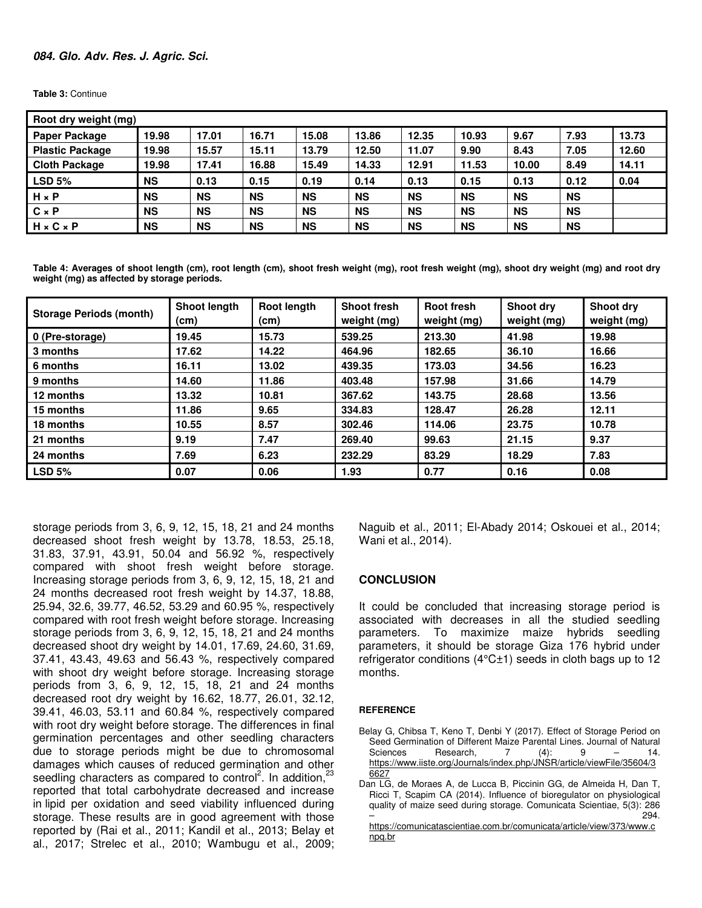**Table 3:** Continue

| Root dry weight (mg) | | | | | | | | | | |
|---|---|---|---|---|---|---|---|---|---|---|
| **Paper Package** | 19.98 | 17.01 | 16.71 | 15.08 | 13.86 | 12.35 | 10.93 | 9.67 | 7.93 | 13.73 |
| **Plastic Package** | 19.98 | 15.57 | 15.11 | 13.79 | 12.50 | 11.07 | 9.90 | 8.43 | 7.05 | 12.60 |
| **Cloth Package** | 19.98 | 17.41 | 16.88 | 15.49 | 14.33 | 12.91 | 11.53 | 10.00 | 8.49 | 14.11 |
| **LSD 5%** | NS | 0.13 | 0.15 | 0.19 | 0.14 | 0.13 | 0.15 | 0.13 | 0.12 | 0.04 |
| **H × P** | NS | NS | NS | NS | NS | NS | NS | NS | NS | |
| **C × P** | NS | NS | NS | NS | NS | NS | NS | NS | NS | |
| **H × C × P** | NS | NS | NS | NS | NS | NS | NS | NS | NS | |

**Table 4: Averages of shoot length (cm), root length (cm), shoot fresh weight (mg), root fresh weight (mg), shoot dry weight (mg) and root dry weight (mg) as affected by storage periods.**

| Storage Periods (month) | Shoot length (cm) | Root length (cm) | Shoot fresh weight (mg) | Root fresh weight (mg) | Shoot dry weight (mg) | Shoot dry weight (mg) |
|---|---|---|---|---|---|---|
| 0 (Pre-storage) | 19.45 | 15.73 | 539.25 | 213.30 | 41.98 | 19.98 |
| 3 months | 17.62 | 14.22 | 464.96 | 182.65 | 36.10 | 16.66 |
| 6 months | 16.11 | 13.02 | 439.35 | 173.03 | 34.56 | 16.23 |
| 9 months | 14.60 | 11.86 | 403.48 | 157.98 | 31.66 | 14.79 |
| 12 months | 13.32 | 10.81 | 367.62 | 143.75 | 28.68 | 13.56 |
| 15 months | 11.86 | 9.65 | 334.83 | 128.47 | 26.28 | 12.11 |
| 18 months | 10.55 | 8.57 | 302.46 | 114.06 | 23.75 | 10.78 |
| 21 months | 9.19 | 7.47 | 269.40 | 99.63 | 21.15 | 9.37 |
| 24 months | 7.69 | 6.23 | 232.29 | 83.29 | 18.29 | 7.83 |
| LSD 5% | 0.07 | 0.06 | 1.93 | 0.77 | 0.16 | 0.08 |

storage periods from 3, 6, 9, 12, 15, 18, 21 and 24 months decreased shoot fresh weight by 13.78, 18.53, 25.18, 31.83, 37.91, 43.91, 50.04 and 56.92 %, respectively compared with shoot fresh weight before storage. Increasing storage periods from 3, 6, 9, 12, 15, 18, 21 and 24 months decreased root fresh weight by 14.37, 18.88, 25.94, 32.6, 39.77, 46.52, 53.29 and 60.95 %, respectively compared with root fresh weight before storage. Increasing storage periods from 3, 6, 9, 12, 15, 18, 21 and 24 months decreased shoot dry weight by 14.01, 17.69, 24.60, 31.69, 37.41, 43.43, 49.63 and 56.43 %, respectively compared with shoot dry weight before storage. Increasing storage periods from 3, 6, 9, 12, 15, 18, 21 and 24 months decreased root dry weight by 16.62, 18.77, 26.01, 32.12, 39.41, 46.03, 53.11 and 60.84 %, respectively compared with root dry weight before storage. The differences in final germination percentages and other seedling characters due to storage periods might be due to chromosomal damages which causes of reduced germination and other seedling characters as compared to control[2]. In addition,[23] reported that total carbohydrate decreased and increase in lipid per oxidation and seed viability influenced during storage. These results are in good agreement with those reported by (Rai et al., 2011; Kandil et al., 2013; Belay et al., 2017; Strelec et al., 2010; Wambugu et al., 2009; Naguib et al., 2011; El-Abady 2014; Oskouei et al., 2014; Wani et al., 2014).

## CONCLUSION

It could be concluded that increasing storage period is associated with decreases in all the studied seedling parameters. To maximize maize hybrids seedling parameters, it should be storage Giza 176 hybrid under refrigerator conditions (4°C±1) seeds in cloth bags up to 12 months.

#### REFERENCE

Belay G, Chibsa T, Keno T, Denbi Y (2017). Effect of Storage Period on Seed Germination of Different Maize Parental Lines. Journal of Natural Sciences Research, 7 (4): 9 – 14. https://www.iiste.org/Journals/index.php/JNSR/article/viewFile/35604/36627

Dan LG, de Moraes A, de Lucca B, Piccinin GG, de Almeida H, Dan T, Ricci T, Scapim CA (2014). Influence of bioregulator on physiological quality of maize seed during storage. Comunicata Scientiae, 5(3): 286 – 294. https://comunicatascientiae.com.br/comunicata/article/view/373/www.cnpq.br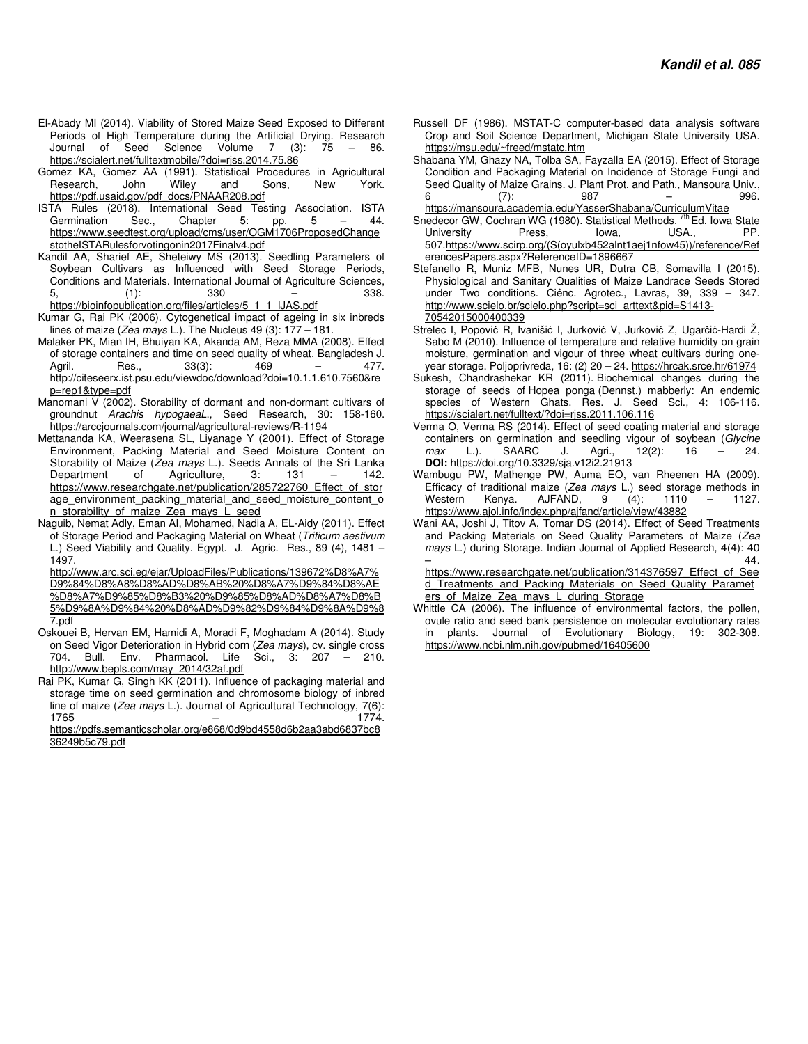El-Abady MI (2014). Viability of Stored Maize Seed Exposed to Different Periods of High Temperature during the Artificial Drying. Research Journal of Seed Science Volume 7 (3): 75 – 86. https://scialert.net/fulltextmobile/?doi=rjss.2014.75.86

Gomez KA, Gomez AA (1991). Statistical Procedures in Agricultural Research, John Wiley and Sons, New York. https://pdf.usaid.gov/pdf_docs/PNAAR208.pdf

ISTA Rules (2018). International Seed Testing Association. ISTA Germination Sec., Chapter 5: pp. 5 – 44. https://www.seedtest.org/upload/cms/user/OGM1706ProposedChangestotheISTARulesforvotingonin2017Finalv4.pdf

Kandil AA, Sharief AE, Sheteiwy MS (2013). Seedling Parameters of Soybean Cultivars as Influenced with Seed Storage Periods, Conditions and Materials. International Journal of Agriculture Sciences, 5, (1): 330 – 338. https://bioinfopublication.org/files/articles/5_1_1_IJAS.pdf

Kumar G, Rai PK (2006). Cytogenetical impact of ageing in six inbreds lines of maize (*Zea mays* L.). The Nucleus 49 (3): 177 – 181.

Malaker PK, Mian IH, Bhuiyan KA, Akanda AM, Reza MMA (2008). Effect of storage containers and time on seed quality of wheat. Bangladesh J. Agril. Res., 33(3): 469 – 477. http://citeseerx.ist.psu.edu/viewdoc/download?doi=10.1.1.610.7560&rep=rep1&type=pdf

Manomani V (2002). Storability of dormant and non-dormant cultivars of groundnut *Arachis hypogaea*L., Seed Research, 30: 158-160. https://arccjournals.com/journal/agricultural-reviews/R-1194

Mettananda KA, Weerasena SL, Liyanage Y (2001). Effect of Storage Environment, Packing Material and Seed Moisture Content on Storability of Maize (*Zea mays* L.). Seeds Annals of the Sri Lanka Department of Agriculture, 3: 131 – 142. https://www.researchgate.net/publication/285722760_Effect_of_storage_environment_packing_material_and_seed_moisture_content_on_storability_of_maize_Zea_mays_L_seed

Naguib, Nemat Adly, Eman AI, Mohamed, Nadia A, EL-Aidy (2011). Effect of Storage Period and Packaging Material on Wheat (*Triticum aestivum* L.) Seed Viability and Quality. Egypt. J. Agric. Res., 89 (4), 1481 – 1497. http://www.arc.sci.eg/ejar/UploadFiles/Publications/139672%D8%A7%D9%84%D8%A8%D8%AD%D8%AB%20%D8%A7%D9%84%D8%AE%D8%A7%D9%85%D8%B3%20%D9%85%D8%AD%D8%A7%D8%B5%D9%8A%D9%84%20%D8%AD%D9%82%D9%84%D9%8A%D9%87.pdf

Oskouei B, Hervan EM, Hamidi A, Moradi F, Moghadam A (2014). Study on Seed Vigor Deterioration in Hybrid corn (*Zea mays*), cv. single cross 704. Bull. Env. Pharmacol. Life Sci., 3: 207 – 210. http://www.bepls.com/may_2014/32af.pdf

Rai PK, Kumar G, Singh KK (2011). Influence of packaging material and storage time on seed germination and chromosome biology of inbred line of maize (*Zea mays* L.). Journal of Agricultural Technology, 7(6): 1765 – 1774. https://pdfs.semanticscholar.org/e868/0d9bd4558d6b2aa3abd6837bc836249b5c79.pdf

Russell DF (1986). MSTAT-C computer-based data analysis software Crop and Soil Science Department, Michigan State University USA. https://msu.edu/~freed/mstatc.htm

Shabana YM, Ghazy NA, Tolba SA, Fayzalla EA (2015). Effect of Storage Condition and Packaging Material on Incidence of Storage Fungi and Seed Quality of Maize Grains. J. Plant Prot. and Path., Mansoura Univ., 6 (7): 987 – 996. https://mansoura.academia.edu/YasserShabana/CurriculumVitae

Snedecor GW, Cochran WG (1980). Statistical Methods. 7th Ed. Iowa State University Press, Iowa, USA., PP. 507. https://www.scirp.org/(S(oyulxb452alnt1aej1nfow45))/reference/ReferencesPapers.aspx?ReferenceID=1896667

Stefanello R, Muniz MFB, Nunes UR, Dutra CB, Somavilla I (2015). Physiological and Sanitary Qualities of Maize Landrace Seeds Stored under Two conditions. Ciênc. Agrotec., Lavras, 39, 339 – 347. http://www.scielo.br/scielo.php?script=sci_arttext&pid=S1413-70542015000400339

Strelec I, Popović R, Ivanišić I, Jurković V, Jurković Z, Ugarčić-Hardi Ž, Sabo M (2010). Influence of temperature and relative humidity on grain moisture, germination and vigour of three wheat cultivars during one-year storage. Poljoprivreda, 16: (2) 20 – 24. https://hrcak.srce.hr/61974

Sukesh, Chandrashekar KR (2011). Biochemical changes during the storage of seeds of Hopea ponga (Dennst.) mabberly: An endemic species of Western Ghats. Res. J. Seed Sci., 4: 106-116. https://scialert.net/fulltext/?doi=rjss.2011.106.116

Verma O, Verma RS (2014). Effect of seed coating material and storage containers on germination and seedling vigour of soybean (*Glycine max* L.). SAARC J. Agri., 12(2): 16 – 24. **DOI:** https://doi.org/10.3329/sja.v12i2.21913

Wambugu PW, Mathenge PW, Auma EO, van Rheenen HA (2009). Efficacy of traditional maize (*Zea mays* L.) seed storage methods in Western Kenya. AJFAND, 9 (4): 1110 – 1127. https://www.ajol.info/index.php/ajfand/article/view/43882

Wani AA, Joshi J, Titov A, Tomar DS (2014). Effect of Seed Treatments and Packing Materials on Seed Quality Parameters of Maize (*Zea mays* L.) during Storage. Indian Journal of Applied Research, 4(4): 40 – 44. https://www.researchgate.net/publication/314376597_Effect_of_Seed_Treatments_and_Packing_Materials_on_Seed_Quality_Parameters_of_Maize_Zea_mays_L_during_Storage

Whittle CA (2006). The influence of environmental factors, the pollen, ovule ratio and seed bank persistence on molecular evolutionary rates in plants. Journal of Evolutionary Biology, 19: 302-308. https://www.ncbi.nlm.nih.gov/pubmed/16405600